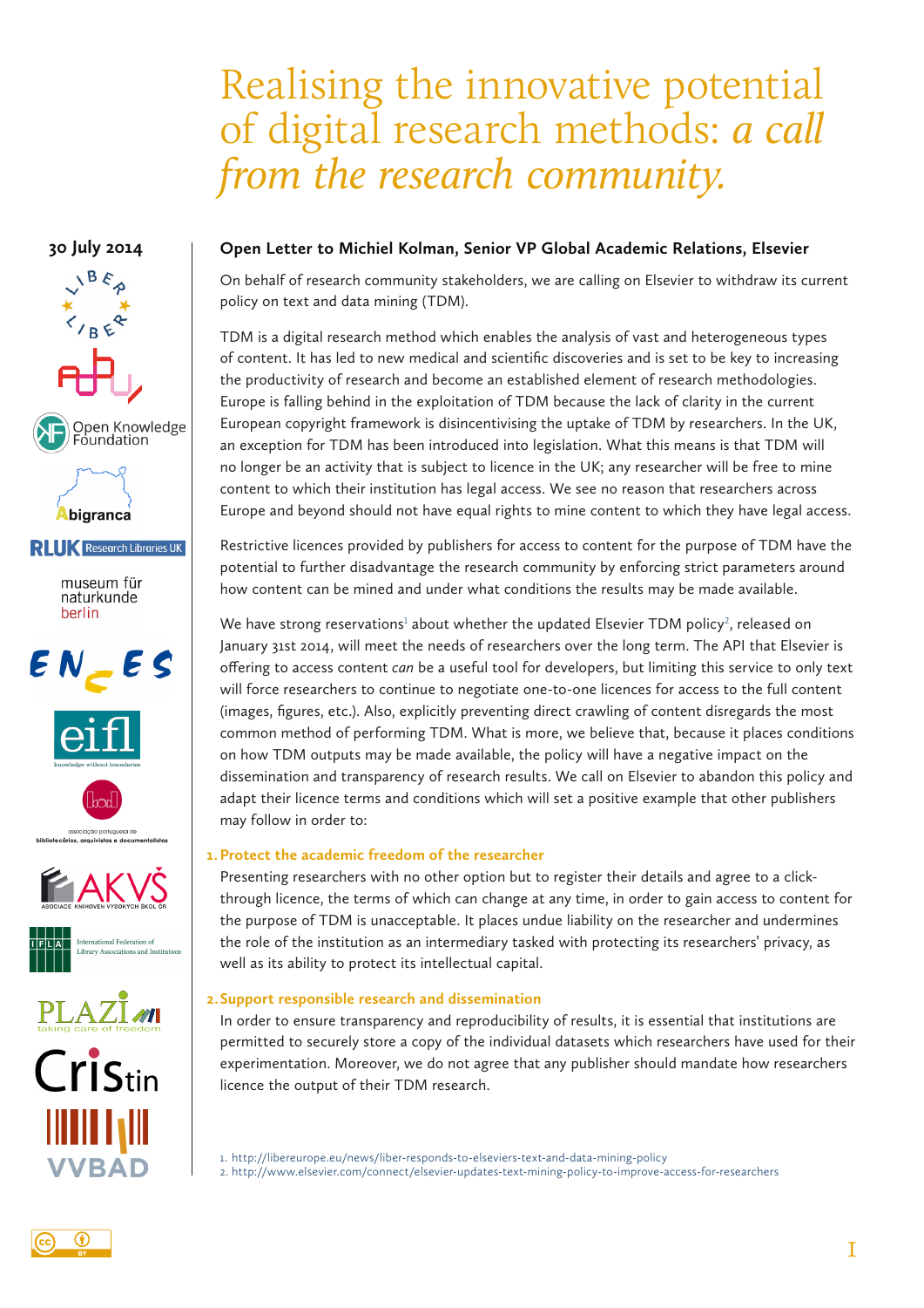# Realising the innovative potential of digital research methods: *a call from the research community.*

30 July 2014

LIBER

ADBU

Open Knowledge Foundation

Abigranca

RLUK Research Libraries UK

museum für naturkunde berlin

ENCES

eifl knowledge without boundaries

associação portuguesa de bibliotecários, arquivistas e documentalistas

AKVŠ ASOCIACE KNIHOVEN VYSOKÝCH ŠKOL ČR

IFLA International Federation of Library Associations and Institutions

PLAZI taking care of freedom

CRIStin

VVBAD

**Open Letter to Michiel Kolman, Senior VP Global Academic Relations, Elsevier**

On behalf of research community stakeholders, we are calling on Elsevier to withdraw its current policy on text and data mining (TDM).

TDM is a digital research method which enables the analysis of vast and heterogeneous types of content. It has led to new medical and scientific discoveries and is set to be key to increasing the productivity of research and become an established element of research methodologies. Europe is falling behind in the exploitation of TDM because the lack of clarity in the current European copyright framework is disincentivising the uptake of TDM by researchers. In the UK, an exception for TDM has been introduced into legislation. What this means is that TDM will no longer be an activity that is subject to licence in the UK; any researcher will be free to mine content to which their institution has legal access. We see no reason that researchers across Europe and beyond should not have equal rights to mine content to which they have legal access.

Restrictive licences provided by publishers for access to content for the purpose of TDM have the potential to further disadvantage the research community by enforcing strict parameters around how content can be mined and under what conditions the results may be made available.

We have strong reservations[1] about whether the updated Elsevier TDM policy[2], released on January 31st 2014, will meet the needs of researchers over the long term. The API that Elsevier is offering to access content *can* be a useful tool for developers, but limiting this service to only text will force researchers to continue to negotiate one-to-one licences for access to the full content (images, figures, etc.). Also, explicitly preventing direct crawling of content disregards the most common method of performing TDM. What is more, we believe that, because it places conditions on how TDM outputs may be made available, the policy will have a negative impact on the dissemination and transparency of research results. We call on Elsevier to abandon this policy and adapt their licence terms and conditions which will set a positive example that other publishers may follow in order to:

1. **Protect the academic freedom of the researcher**

   Presenting researchers with no other option but to register their details and agree to a click-through licence, the terms of which can change at any time, in order to gain access to content for the purpose of TDM is unacceptable. It places undue liability on the researcher and undermines the role of the institution as an intermediary tasked with protecting its researchers' privacy, as well as its ability to protect its intellectual capital.

2. **Support responsible research and dissemination**

   In order to ensure transparency and reproducibility of results, it is essential that institutions are permitted to securely store a copy of the individual datasets which researchers have used for their experimentation. Moreover, we do not agree that any publisher should mandate how researchers licence the output of their TDM research.

1. http://libereurope.eu/news/liber-responds-to-elseviers-text-and-data-mining-policy
2. http://www.elsevier.com/connect/elsevier-updates-text-mining-policy-to-improve-access-for-researchers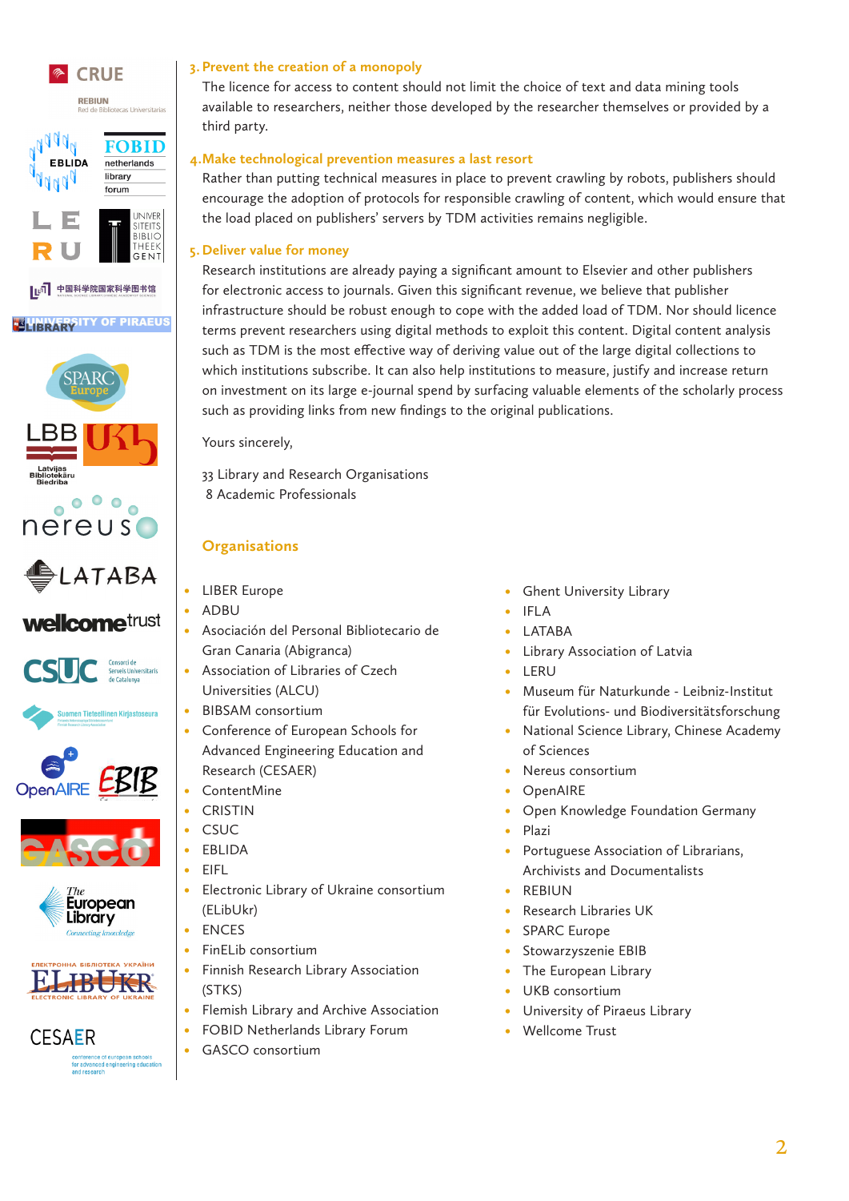### 3. Prevent the creation of a monopoly

The licence for access to content should not limit the choice of text and data mining tools available to researchers, neither those developed by the researcher themselves or provided by a third party.

### 4. Make technological prevention measures a last resort

Rather than putting technical measures in place to prevent crawling by robots, publishers should encourage the adoption of protocols for responsible crawling of content, which would ensure that the load placed on publishers' servers by TDM activities remains negligible.

### 5. Deliver value for money

Research institutions are already paying a significant amount to Elsevier and other publishers for electronic access to journals. Given this significant revenue, we believe that publisher infrastructure should be robust enough to cope with the added load of TDM. Nor should licence terms prevent researchers using digital methods to exploit this content. Digital content analysis such as TDM is the most effective way of deriving value out of the large digital collections to which institutions subscribe. It can also help institutions to measure, justify and increase return on investment on its large e-journal spend by surfacing valuable elements of the scholarly process such as providing links from new findings to the original publications.

Yours sincerely,

33 Library and Research Organisations
8 Academic Professionals

## Organisations

- LIBER Europe
- ADBU
- Asociación del Personal Bibliotecario de Gran Canaria (Abigranca)
- Association of Libraries of Czech Universities (ALCU)
- BIBSAM consortium
- Conference of European Schools for Advanced Engineering Education and Research (CESAER)
- ContentMine
- CRISTIN
- CSUC
- EBLIDA
- EIFL
- Electronic Library of Ukraine consortium (ELibUkr)
- ENCES
- FinELib consortium
- Finnish Research Library Association (STKS)
- Flemish Library and Archive Association
- FOBID Netherlands Library Forum
- GASCO consortium
- Ghent University Library
- IFLA
- LATABA
- Library Association of Latvia
- LERU
- Museum für Naturkunde - Leibniz-Institut für Evolutions- und Biodiversitätsforschung
- National Science Library, Chinese Academy of Sciences
- Nereus consortium
- OpenAIRE
- Open Knowledge Foundation Germany
- Plazi
- Portuguese Association of Librarians, Archivists and Documentalists
- REBIUN
- Research Libraries UK
- SPARC Europe
- Stowarzyszenie EBIB
- The European Library
- UKB consortium
- University of Piraeus Library
- Wellcome Trust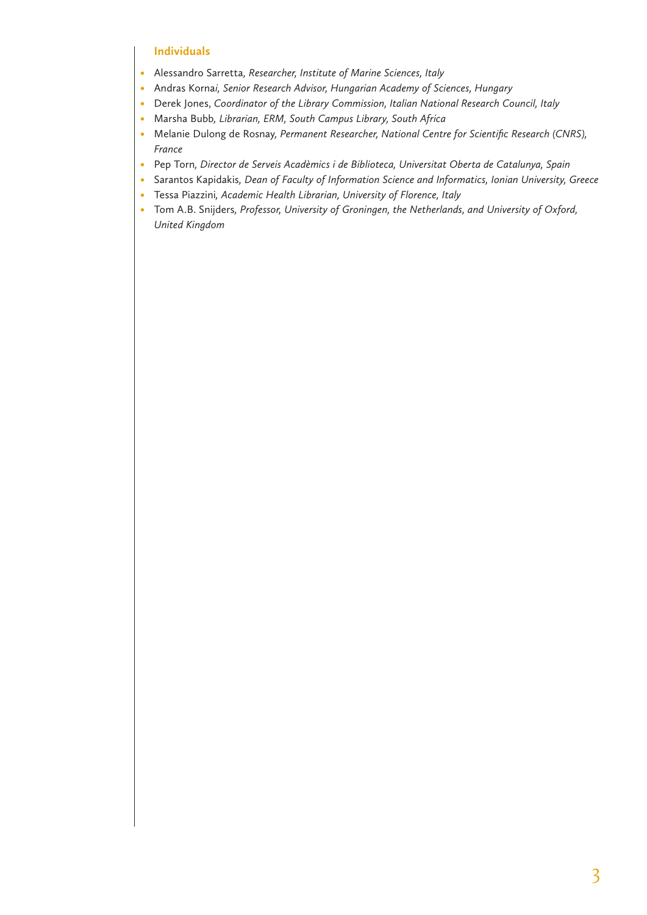### Individuals

- Alessandro Sarretta, *Researcher, Institute of Marine Sciences, Italy*
- Andras Kornai, *Senior Research Advisor, Hungarian Academy of Sciences, Hungary*
- Derek Jones, *Coordinator of the Library Commission, Italian National Research Council, Italy*
- Marsha Bubb, *Librarian, ERM, South Campus Library, South Africa*
- Melanie Dulong de Rosnay, *Permanent Researcher, National Centre for Scientific Research (CNRS), France*
- Pep Torn, *Director de Serveis Acadèmics i de Biblioteca, Universitat Oberta de Catalunya, Spain*
- Sarantos Kapidakis, *Dean of Faculty of Information Science and Informatics, Ionian University, Greece*
- Tessa Piazzini, *Academic Health Librarian, University of Florence, Italy*
- Tom A.B. Snijders, *Professor, University of Groningen, the Netherlands, and University of Oxford, United Kingdom*